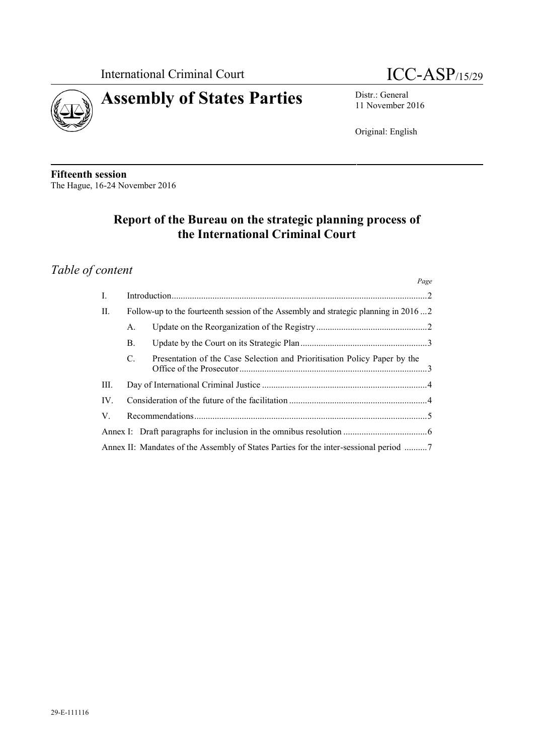International Criminal Court

ICC-ASP/15/29

# Assembly of States Parties

Distr.: General
11 November 2016

Original: English

**Fifteenth session**
The Hague, 16-24 November 2016

## Report of the Bureau on the strategic planning process of the International Criminal Court

### *Table of content*

| | | Page |
|---|---|---|
| I. | Introduction | 2 |
| II. | Follow-up to the fourteenth session of the Assembly and strategic planning in 2016 | 2 |
| | A. Update on the Reorganization of the Registry | 2 |
| | B. Update by the Court on its Strategic Plan | 3 |
| | C. Presentation of the Case Selection and Prioritisation Policy Paper by the Office of the Prosecutor | 3 |
| III. | Day of International Criminal Justice | 4 |
| IV. | Consideration of the future of the facilitation | 4 |
| V. | Recommendations | 5 |
| Annex I: | Draft paragraphs for inclusion in the omnibus resolution | 6 |
| Annex II: | Mandates of the Assembly of States Parties for the inter-sessional period | 7 |

29-E-111116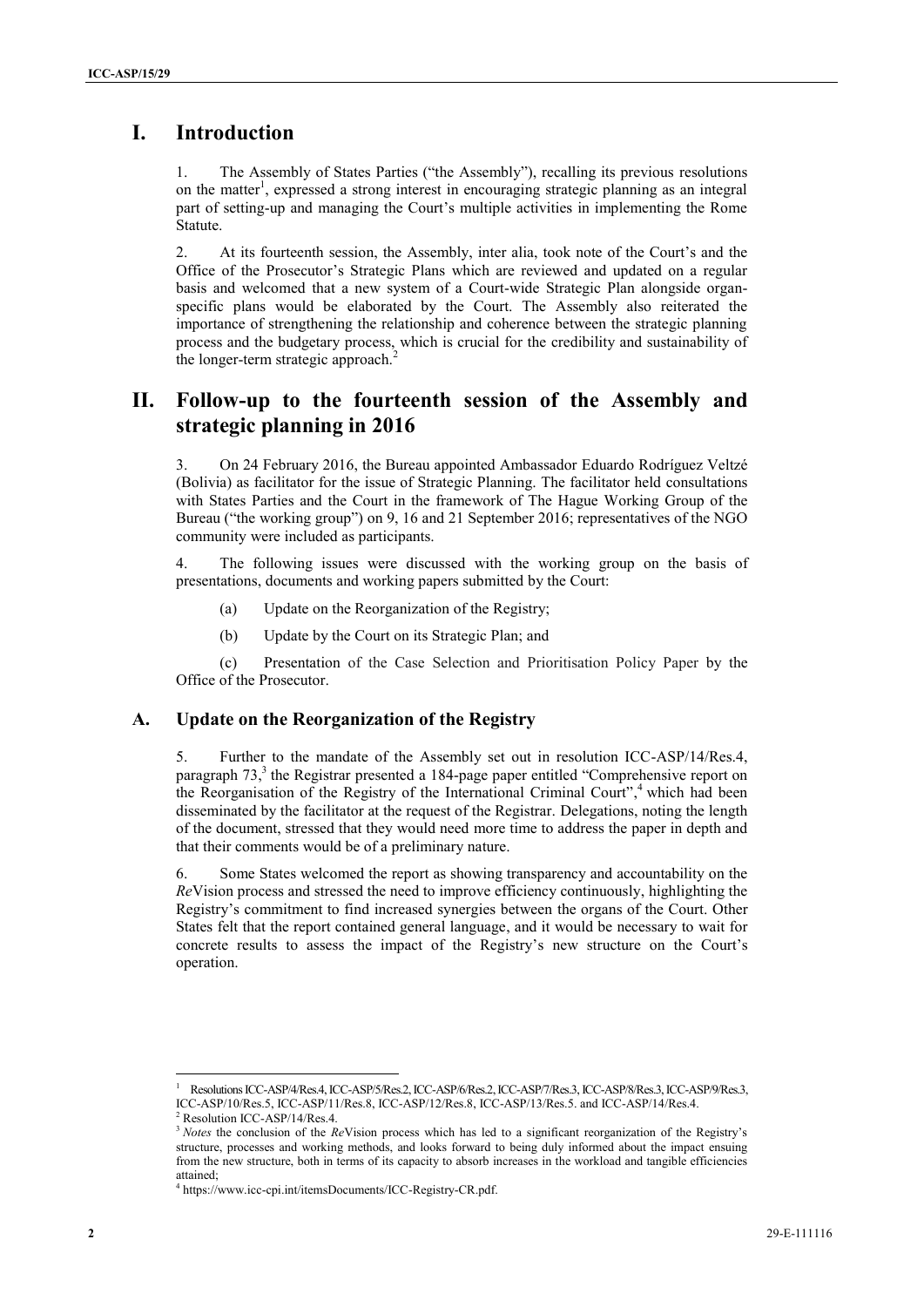# I. Introduction

1. The Assembly of States Parties ("the Assembly"), recalling its previous resolutions on the matter[1], expressed a strong interest in encouraging strategic planning as an integral part of setting-up and managing the Court's multiple activities in implementing the Rome Statute.

2. At its fourteenth session, the Assembly, inter alia, took note of the Court's and the Office of the Prosecutor's Strategic Plans which are reviewed and updated on a regular basis and welcomed that a new system of a Court-wide Strategic Plan alongside organ-specific plans would be elaborated by the Court. The Assembly also reiterated the importance of strengthening the relationship and coherence between the strategic planning process and the budgetary process, which is crucial for the credibility and sustainability of the longer-term strategic approach.[2]

# II. Follow-up to the fourteenth session of the Assembly and strategic planning in 2016

3. On 24 February 2016, the Bureau appointed Ambassador Eduardo Rodríguez Veltzé (Bolivia) as facilitator for the issue of Strategic Planning. The facilitator held consultations with States Parties and the Court in the framework of The Hague Working Group of the Bureau ("the working group") on 9, 16 and 21 September 2016; representatives of the NGO community were included as participants.

4. The following issues were discussed with the working group on the basis of presentations, documents and working papers submitted by the Court:

(a) Update on the Reorganization of the Registry;

(b) Update by the Court on its Strategic Plan; and

(c) Presentation of the Case Selection and Prioritisation Policy Paper by the Office of the Prosecutor.

## A. Update on the Reorganization of the Registry

5. Further to the mandate of the Assembly set out in resolution ICC-ASP/14/Res.4, paragraph 73,[3] the Registrar presented a 184-page paper entitled "Comprehensive report on the Reorganisation of the Registry of the International Criminal Court",[4] which had been disseminated by the facilitator at the request of the Registrar. Delegations, noting the length of the document, stressed that they would need more time to address the paper in depth and that their comments would be of a preliminary nature.

6. Some States welcomed the report as showing transparency and accountability on the *Re*Vision process and stressed the need to improve efficiency continuously, highlighting the Registry's commitment to find increased synergies between the organs of the Court. Other States felt that the report contained general language, and it would be necessary to wait for concrete results to assess the impact of the Registry's new structure on the Court's operation.

---

[1] Resolutions ICC-ASP/4/Res.4, ICC-ASP/5/Res.2, ICC-ASP/6/Res.2, ICC-ASP/7/Res.3, ICC-ASP/8/Res.3, ICC-ASP/9/Res.3, ICC-ASP/10/Res.5, ICC-ASP/11/Res.8, ICC-ASP/12/Res.8, ICC-ASP/13/Res.5. and ICC-ASP/14/Res.4.

[2] Resolution ICC-ASP/14/Res.4.

[3] *Notes* the conclusion of the *Re*Vision process which has led to a significant reorganization of the Registry's structure, processes and working methods, and looks forward to being duly informed about the impact ensuing from the new structure, both in terms of its capacity to absorb increases in the workload and tangible efficiencies attained;

[4] https://www.icc-cpi.int/itemsDocuments/ICC-Registry-CR.pdf.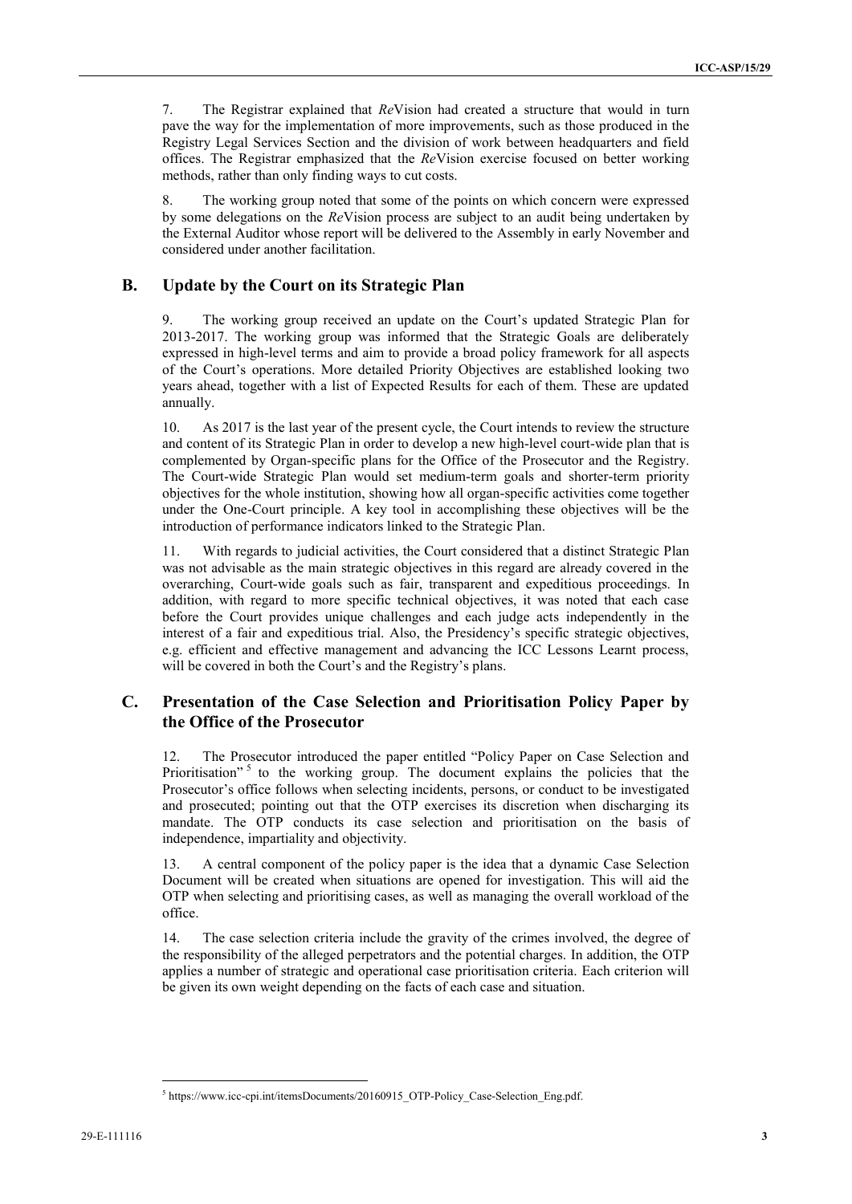7. The Registrar explained that *Re*Vision had created a structure that would in turn pave the way for the implementation of more improvements, such as those produced in the Registry Legal Services Section and the division of work between headquarters and field offices. The Registrar emphasized that the *Re*Vision exercise focused on better working methods, rather than only finding ways to cut costs.

8. The working group noted that some of the points on which concern were expressed by some delegations on the *Re*Vision process are subject to an audit being undertaken by the External Auditor whose report will be delivered to the Assembly in early November and considered under another facilitation.

## B. Update by the Court on its Strategic Plan

9. The working group received an update on the Court's updated Strategic Plan for 2013-2017. The working group was informed that the Strategic Goals are deliberately expressed in high-level terms and aim to provide a broad policy framework for all aspects of the Court's operations. More detailed Priority Objectives are established looking two years ahead, together with a list of Expected Results for each of them. These are updated annually.

10. As 2017 is the last year of the present cycle, the Court intends to review the structure and content of its Strategic Plan in order to develop a new high-level court-wide plan that is complemented by Organ-specific plans for the Office of the Prosecutor and the Registry. The Court-wide Strategic Plan would set medium-term goals and shorter-term priority objectives for the whole institution, showing how all organ-specific activities come together under the One-Court principle. A key tool in accomplishing these objectives will be the introduction of performance indicators linked to the Strategic Plan.

11. With regards to judicial activities, the Court considered that a distinct Strategic Plan was not advisable as the main strategic objectives in this regard are already covered in the overarching, Court-wide goals such as fair, transparent and expeditious proceedings. In addition, with regard to more specific technical objectives, it was noted that each case before the Court provides unique challenges and each judge acts independently in the interest of a fair and expeditious trial. Also, the Presidency's specific strategic objectives, e.g. efficient and effective management and advancing the ICC Lessons Learnt process, will be covered in both the Court's and the Registry's plans.

## C. Presentation of the Case Selection and Prioritisation Policy Paper by the Office of the Prosecutor

12. The Prosecutor introduced the paper entitled "Policy Paper on Case Selection and Prioritisation" [5] to the working group. The document explains the policies that the Prosecutor's office follows when selecting incidents, persons, or conduct to be investigated and prosecuted; pointing out that the OTP exercises its discretion when discharging its mandate. The OTP conducts its case selection and prioritisation on the basis of independence, impartiality and objectivity.

13. A central component of the policy paper is the idea that a dynamic Case Selection Document will be created when situations are opened for investigation. This will aid the OTP when selecting and prioritising cases, as well as managing the overall workload of the office.

14. The case selection criteria include the gravity of the crimes involved, the degree of the responsibility of the alleged perpetrators and the potential charges. In addition, the OTP applies a number of strategic and operational case prioritisation criteria. Each criterion will be given its own weight depending on the facts of each case and situation.

---

[5] https://www.icc-cpi.int/itemsDocuments/20160915_OTP-Policy_Case-Selection_Eng.pdf.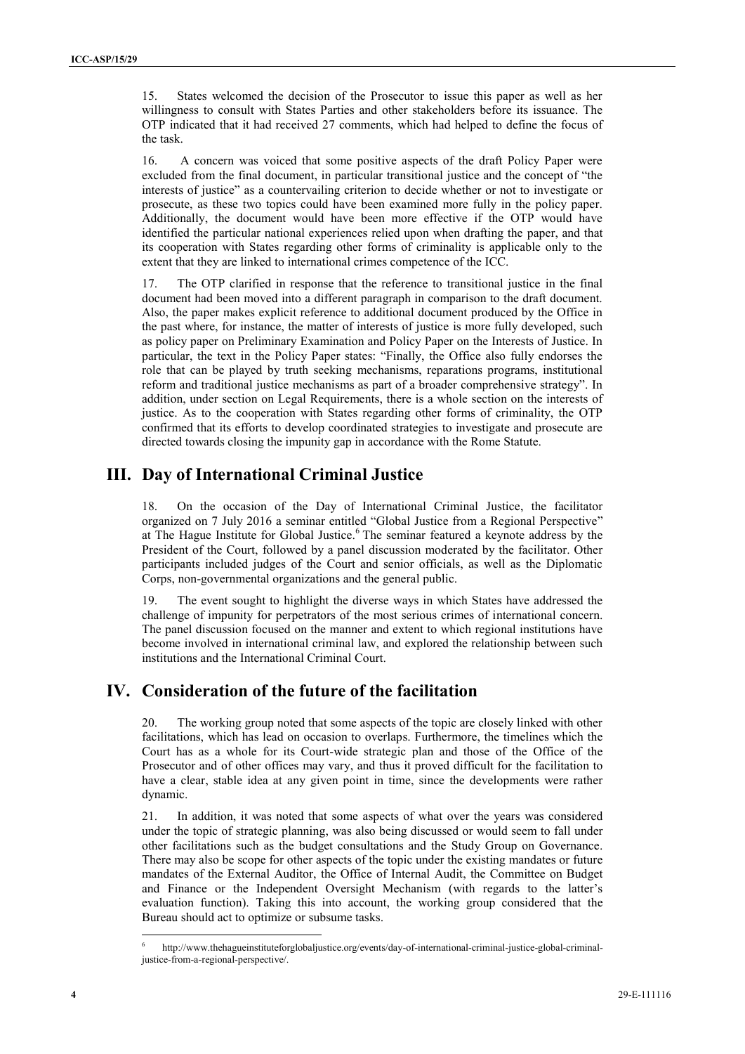15. States welcomed the decision of the Prosecutor to issue this paper as well as her willingness to consult with States Parties and other stakeholders before its issuance. The OTP indicated that it had received 27 comments, which had helped to define the focus of the task.

16. A concern was voiced that some positive aspects of the draft Policy Paper were excluded from the final document, in particular transitional justice and the concept of "the interests of justice" as a countervailing criterion to decide whether or not to investigate or prosecute, as these two topics could have been examined more fully in the policy paper. Additionally, the document would have been more effective if the OTP would have identified the particular national experiences relied upon when drafting the paper, and that its cooperation with States regarding other forms of criminality is applicable only to the extent that they are linked to international crimes competence of the ICC.

17. The OTP clarified in response that the reference to transitional justice in the final document had been moved into a different paragraph in comparison to the draft document. Also, the paper makes explicit reference to additional document produced by the Office in the past where, for instance, the matter of interests of justice is more fully developed, such as policy paper on Preliminary Examination and Policy Paper on the Interests of Justice. In particular, the text in the Policy Paper states: "Finally, the Office also fully endorses the role that can be played by truth seeking mechanisms, reparations programs, institutional reform and traditional justice mechanisms as part of a broader comprehensive strategy". In addition, under section on Legal Requirements, there is a whole section on the interests of justice. As to the cooperation with States regarding other forms of criminality, the OTP confirmed that its efforts to develop coordinated strategies to investigate and prosecute are directed towards closing the impunity gap in accordance with the Rome Statute.

# III. Day of International Criminal Justice

18. On the occasion of the Day of International Criminal Justice, the facilitator organized on 7 July 2016 a seminar entitled "Global Justice from a Regional Perspective" at The Hague Institute for Global Justice.[6] The seminar featured a keynote address by the President of the Court, followed by a panel discussion moderated by the facilitator. Other participants included judges of the Court and senior officials, as well as the Diplomatic Corps, non-governmental organizations and the general public.

19. The event sought to highlight the diverse ways in which States have addressed the challenge of impunity for perpetrators of the most serious crimes of international concern. The panel discussion focused on the manner and extent to which regional institutions have become involved in international criminal law, and explored the relationship between such institutions and the International Criminal Court.

# IV. Consideration of the future of the facilitation

20. The working group noted that some aspects of the topic are closely linked with other facilitations, which has lead on occasion to overlaps. Furthermore, the timelines which the Court has as a whole for its Court-wide strategic plan and those of the Office of the Prosecutor and of other offices may vary, and thus it proved difficult for the facilitation to have a clear, stable idea at any given point in time, since the developments were rather dynamic.

21. In addition, it was noted that some aspects of what over the years was considered under the topic of strategic planning, was also being discussed or would seem to fall under other facilitations such as the budget consultations and the Study Group on Governance. There may also be scope for other aspects of the topic under the existing mandates or future mandates of the External Auditor, the Office of Internal Audit, the Committee on Budget and Finance or the Independent Oversight Mechanism (with regards to the latter's evaluation function). Taking this into account, the working group considered that the Bureau should act to optimize or subsume tasks.

[6] http://www.thehagueinstituteforglobaljustice.org/events/day-of-international-criminal-justice-global-criminal-justice-from-a-regional-perspective/.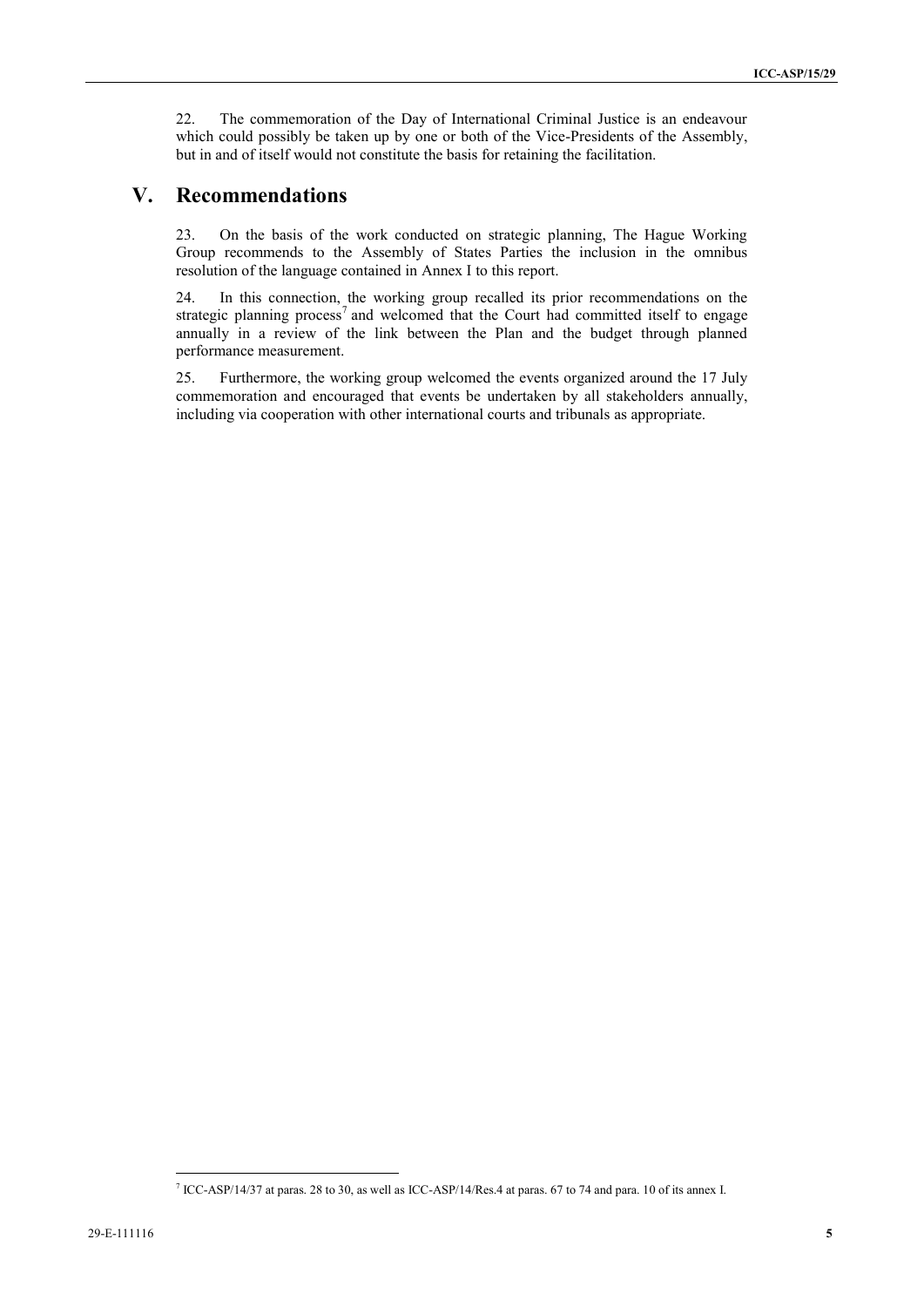22. The commemoration of the Day of International Criminal Justice is an endeavour which could possibly be taken up by one or both of the Vice-Presidents of the Assembly, but in and of itself would not constitute the basis for retaining the facilitation.

## V. Recommendations

23. On the basis of the work conducted on strategic planning, The Hague Working Group recommends to the Assembly of States Parties the inclusion in the omnibus resolution of the language contained in Annex I to this report.

24. In this connection, the working group recalled its prior recommendations on the strategic planning process[7] and welcomed that the Court had committed itself to engage annually in a review of the link between the Plan and the budget through planned performance measurement.

25. Furthermore, the working group welcomed the events organized around the 17 July commemoration and encouraged that events be undertaken by all stakeholders annually, including via cooperation with other international courts and tribunals as appropriate.

---

[7] ICC-ASP/14/37 at paras. 28 to 30, as well as ICC-ASP/14/Res.4 at paras. 67 to 74 and para. 10 of its annex I.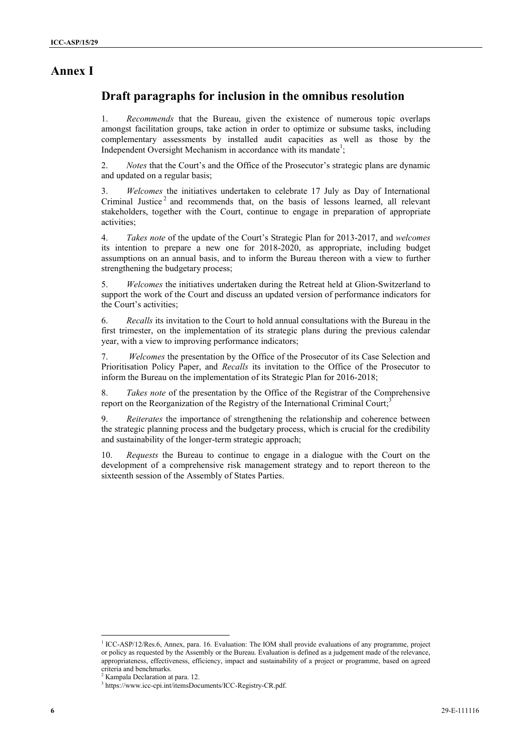# Annex I

## Draft paragraphs for inclusion in the omnibus resolution

1. *Recommends* that the Bureau, given the existence of numerous topic overlaps amongst facilitation groups, take action in order to optimize or subsume tasks, including complementary assessments by installed audit capacities as well as those by the Independent Oversight Mechanism in accordance with its mandate[1];

2. *Notes* that the Court's and the Office of the Prosecutor's strategic plans are dynamic and updated on a regular basis;

3. *Welcomes* the initiatives undertaken to celebrate 17 July as Day of International Criminal Justice[2] and recommends that, on the basis of lessons learned, all relevant stakeholders, together with the Court, continue to engage in preparation of appropriate activities;

4. *Takes note* of the update of the Court's Strategic Plan for 2013-2017, and *welcomes* its intention to prepare a new one for 2018-2020, as appropriate, including budget assumptions on an annual basis, and to inform the Bureau thereon with a view to further strengthening the budgetary process;

5. *Welcomes* the initiatives undertaken during the Retreat held at Glion-Switzerland to support the work of the Court and discuss an updated version of performance indicators for the Court's activities;

6. *Recalls* its invitation to the Court to hold annual consultations with the Bureau in the first trimester, on the implementation of its strategic plans during the previous calendar year, with a view to improving performance indicators;

7. *Welcomes* the presentation by the Office of the Prosecutor of its Case Selection and Prioritisation Policy Paper, and *Recalls* its invitation to the Office of the Prosecutor to inform the Bureau on the implementation of its Strategic Plan for 2016-2018;

8. *Takes note* of the presentation by the Office of the Registrar of the Comprehensive report on the Reorganization of the Registry of the International Criminal Court;[3]

9. *Reiterates* the importance of strengthening the relationship and coherence between the strategic planning process and the budgetary process, which is crucial for the credibility and sustainability of the longer-term strategic approach;

10. *Requests* the Bureau to continue to engage in a dialogue with the Court on the development of a comprehensive risk management strategy and to report thereon to the sixteenth session of the Assembly of States Parties.

---

[1] ICC-ASP/12/Res.6, Annex, para. 16. Evaluation: The IOM shall provide evaluations of any programme, project or policy as requested by the Assembly or the Bureau. Evaluation is defined as a judgement made of the relevance, appropriateness, effectiveness, efficiency, impact and sustainability of a project or programme, based on agreed criteria and benchmarks.

[2] Kampala Declaration at para. 12.

[3] https://www.icc-cpi.int/itemsDocuments/ICC-Registry-CR.pdf.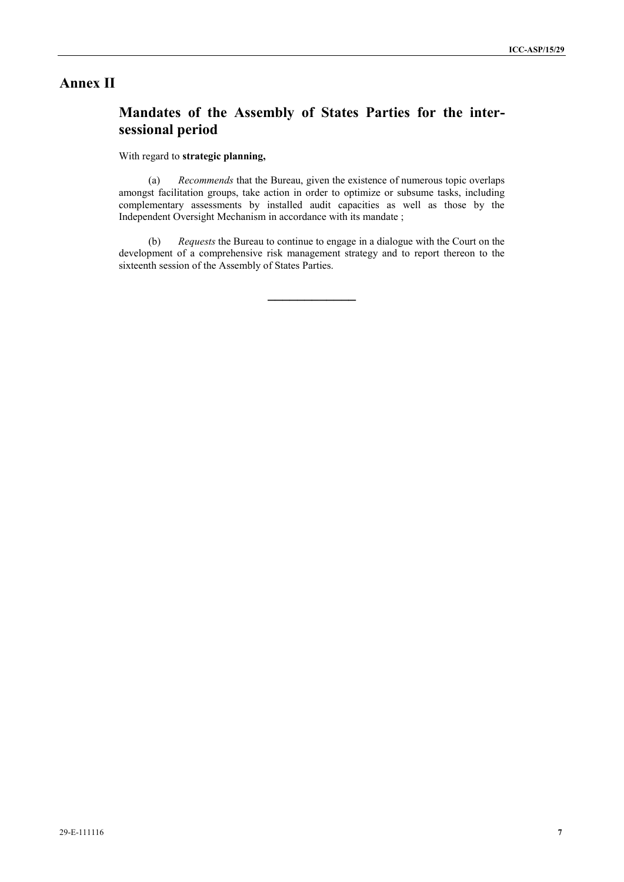# Annex II

## Mandates of the Assembly of States Parties for the inter-sessional period

With regard to **strategic planning,**

(a) *Recommends* that the Bureau, given the existence of numerous topic overlaps amongst facilitation groups, take action in order to optimize or subsume tasks, including complementary assessments by installed audit capacities as well as those by the Independent Oversight Mechanism in accordance with its mandate ;

(b) *Requests* the Bureau to continue to engage in a dialogue with the Court on the development of a comprehensive risk management strategy and to report thereon to the sixteenth session of the Assembly of States Parties.

---